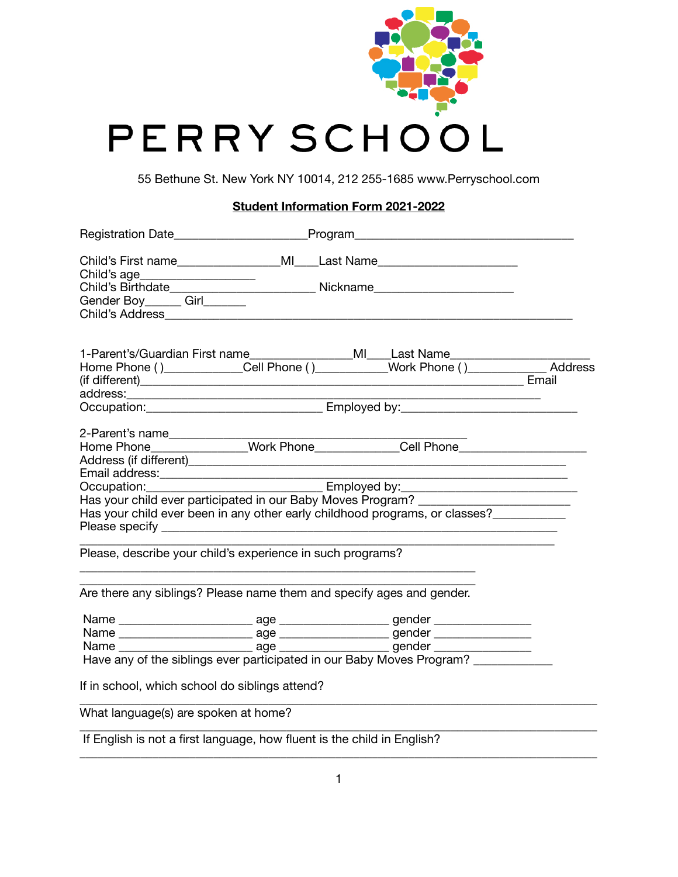# PERRY SCHOOL

55 Bethune St. New York NY 10014, 212 255-1685 www.Perryschool.com

**Student Information Form 2021-2022**

Registration Date____________________Program__________________________________

Child's First name_______________MI___Last Name_____________________
Child's age_________________
Child's Birthdate______________________ Nickname_____________________
Gender Boy_____ Girl______
Child's Address_______________________________________________________________

1-Parent's/Guardian First name_______________MI___Last Name_____________________
Home Phone ( )___________Cell Phone ( )__________Work Phone ( )___________ Address (if different)___________________________________________________________ Email address:________________________________________________________________
Occupation:___________________________ Employed by:___________________________

2-Parent's name_____________________________________________
Home Phone______________Work Phone____________Cell Phone___________________
Address (if different)__________________________________________________________
Email address:_________________________________________________________________
Occupation:___________________________ Employed by:___________________________
Has your child ever participated in our Baby Moves Program? ______________________
Has your child ever been in any other early childhood programs, or classes?___________
Please specify _____________________________________________________________
_________________________________________________________________________
Please, describe your child's experience in such programs?
______________________________________________________________
______________________________________________________________
Are there any siblings? Please name them and specify ages and gender.

Name _____________________ age _________________ gender _______________
Name _____________________ age _________________ gender _______________
Name _____________________ age _________________ gender _______________
Have any of the siblings ever participated in our Baby Moves Program? ____________

If in school, which school do siblings attend?
_________________________________________________________________________________
What language(s) are spoken at home?
_________________________________________________________________________________
If English is not a first language, how fluent is the child in English?
_________________________________________________________________________________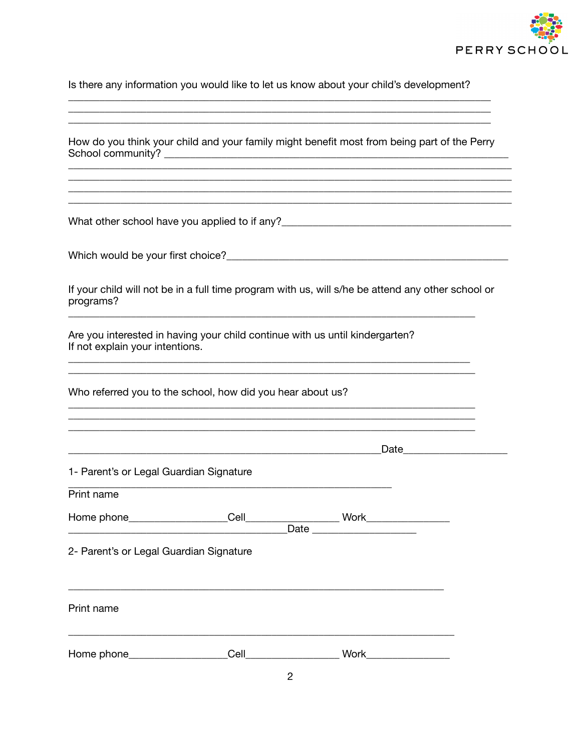Is there any information you would like to let us know about your child's development?
___________________________________________________________________________
___________________________________________________________________________
___________________________________________________________________________

How do you think your child and your family might benefit most from being part of the Perry School community? ___________________________________________________________
___________________________________________________________________________
___________________________________________________________________________
___________________________________________________________________________
___________________________________________________________________________

What other school have you applied to if any?________________________________________

Which would be your first choice?________________________________________________

If your child will not be in a full time program with us, will s/he be attend any other school or programs?
___________________________________________________________________________

Are you interested in having your child continue with us until kindergarten?
If not explain your intentions.
___________________________________________________________________________
___________________________________________________________________________

Who referred you to the school, how did you hear about us?
___________________________________________________________________________
___________________________________________________________________________
___________________________________________________________________________

_______________________________________________________Date_________________

1- Parent's or Legal Guardian Signature

_________________________________________________________

Print name

Home phone_________________Cell________________ Work______________

_______________________________________Date __________________

2- Parent's or Legal Guardian Signature

___________________________________________________________________

Print name

___________________________________________________________________

Home phone_________________Cell________________ Work______________